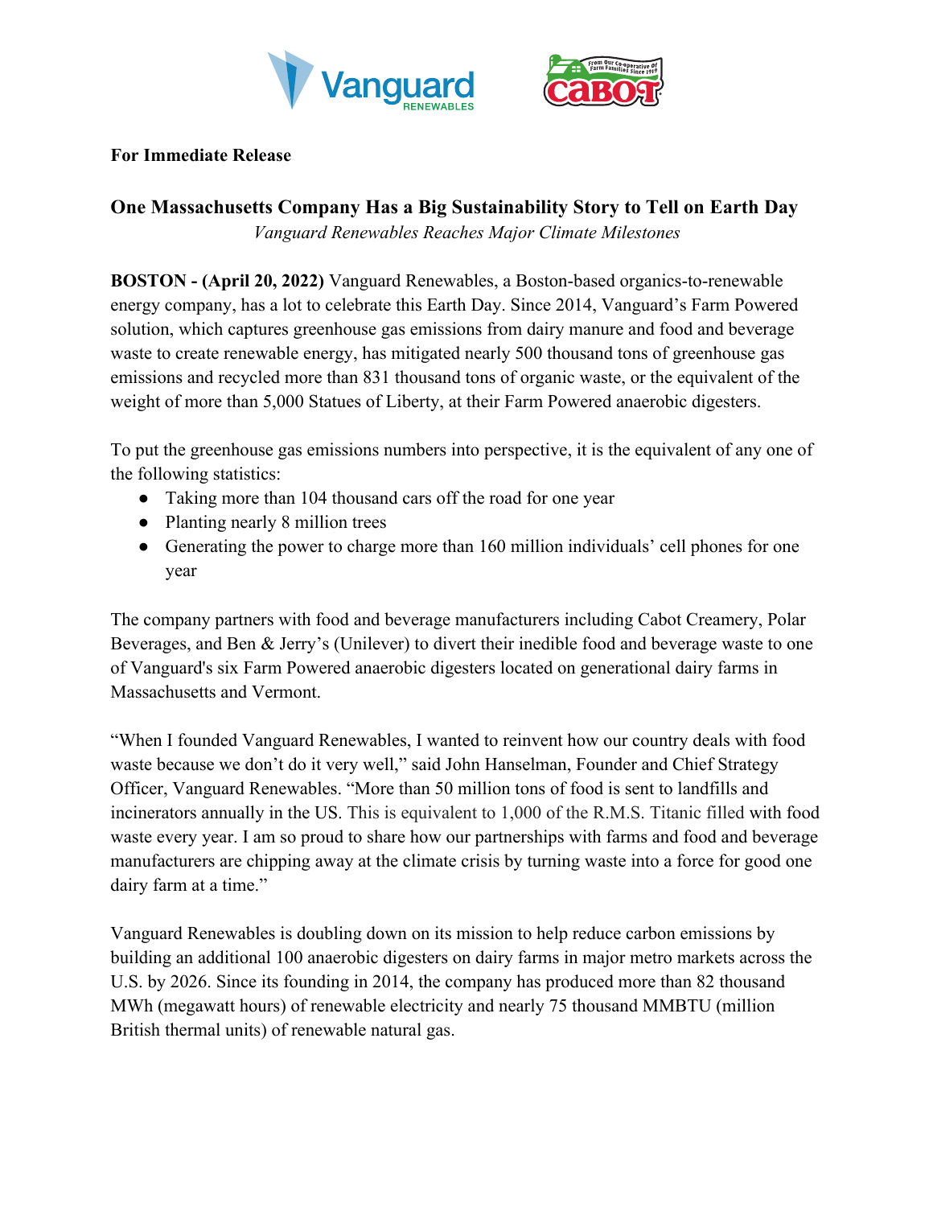**For Immediate Release**

## One Massachusetts Company Has a Big Sustainability Story to Tell on Earth Day

*Vanguard Renewables Reaches Major Climate Milestones*

**BOSTON - (April 20, 2022)** Vanguard Renewables, a Boston-based organics-to-renewable energy company, has a lot to celebrate this Earth Day. Since 2014, Vanguard's Farm Powered solution, which captures greenhouse gas emissions from dairy manure and food and beverage waste to create renewable energy, has mitigated nearly 500 thousand tons of greenhouse gas emissions and recycled more than 831 thousand tons of organic waste, or the equivalent of the weight of more than 5,000 Statues of Liberty, at their Farm Powered anaerobic digesters.

To put the greenhouse gas emissions numbers into perspective, it is the equivalent of any one of the following statistics:

- Taking more than 104 thousand cars off the road for one year
- Planting nearly 8 million trees
- Generating the power to charge more than 160 million individuals' cell phones for one year

The company partners with food and beverage manufacturers including Cabot Creamery, Polar Beverages, and Ben & Jerry's (Unilever) to divert their inedible food and beverage waste to one of Vanguard's six Farm Powered anaerobic digesters located on generational dairy farms in Massachusetts and Vermont.

"When I founded Vanguard Renewables, I wanted to reinvent how our country deals with food waste because we don't do it very well," said John Hanselman, Founder and Chief Strategy Officer, Vanguard Renewables. "More than 50 million tons of food is sent to landfills and incinerators annually in the US. This is equivalent to 1,000 of the R.M.S. Titanic filled with food waste every year. I am so proud to share how our partnerships with farms and food and beverage manufacturers are chipping away at the climate crisis by turning waste into a force for good one dairy farm at a time."

Vanguard Renewables is doubling down on its mission to help reduce carbon emissions by building an additional 100 anaerobic digesters on dairy farms in major metro markets across the U.S. by 2026. Since its founding in 2014, the company has produced more than 82 thousand MWh (megawatt hours) of renewable electricity and nearly 75 thousand MMBTU (million British thermal units) of renewable natural gas.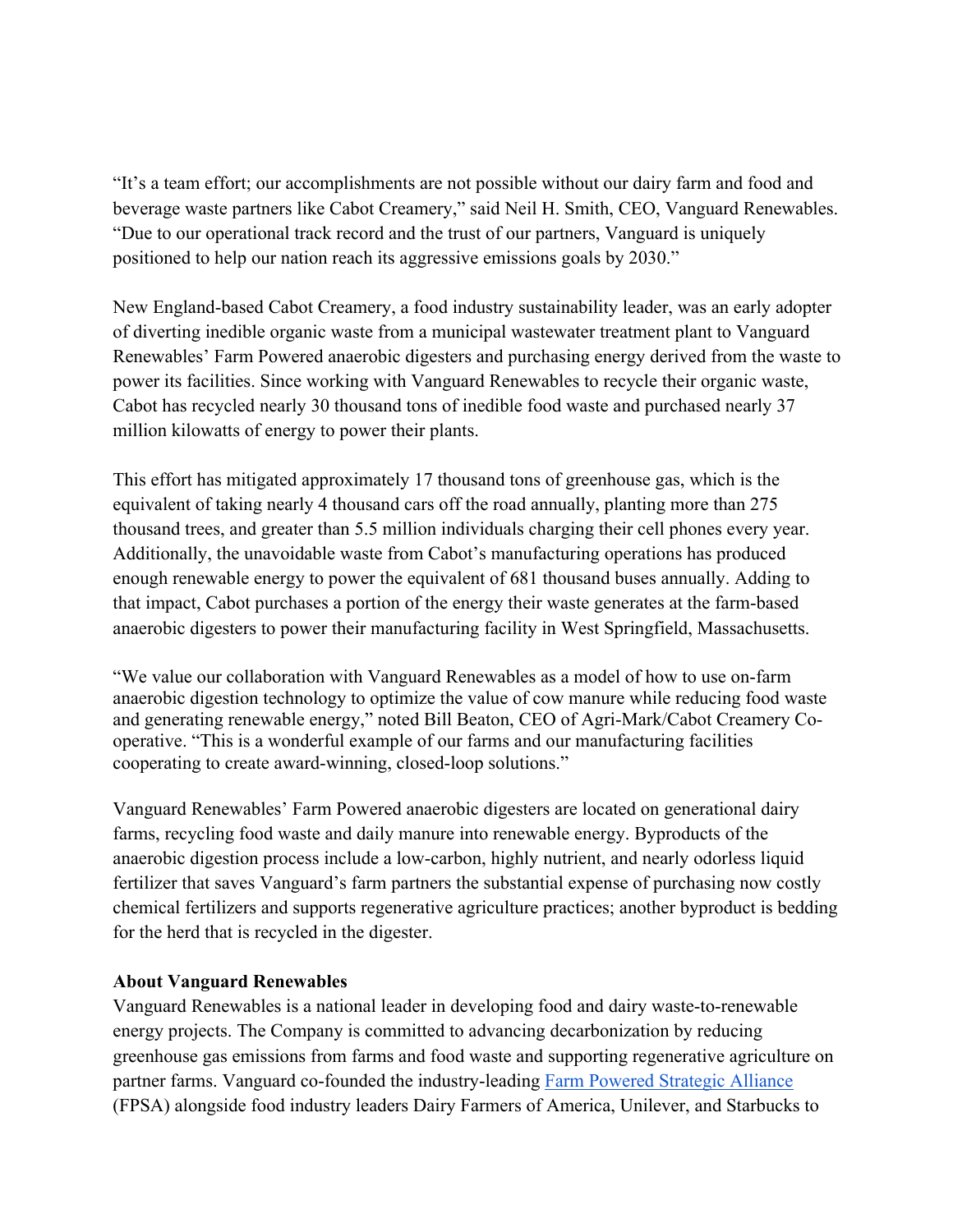"It's a team effort; our accomplishments are not possible without our dairy farm and food and beverage waste partners like Cabot Creamery," said Neil H. Smith, CEO, Vanguard Renewables. "Due to our operational track record and the trust of our partners, Vanguard is uniquely positioned to help our nation reach its aggressive emissions goals by 2030."

New England-based Cabot Creamery, a food industry sustainability leader, was an early adopter of diverting inedible organic waste from a municipal wastewater treatment plant to Vanguard Renewables' Farm Powered anaerobic digesters and purchasing energy derived from the waste to power its facilities. Since working with Vanguard Renewables to recycle their organic waste, Cabot has recycled nearly 30 thousand tons of inedible food waste and purchased nearly 37 million kilowatts of energy to power their plants.

This effort has mitigated approximately 17 thousand tons of greenhouse gas, which is the equivalent of taking nearly 4 thousand cars off the road annually, planting more than 275 thousand trees, and greater than 5.5 million individuals charging their cell phones every year. Additionally, the unavoidable waste from Cabot's manufacturing operations has produced enough renewable energy to power the equivalent of 681 thousand buses annually. Adding to that impact, Cabot purchases a portion of the energy their waste generates at the farm-based anaerobic digesters to power their manufacturing facility in West Springfield, Massachusetts.

"We value our collaboration with Vanguard Renewables as a model of how to use on-farm anaerobic digestion technology to optimize the value of cow manure while reducing food waste and generating renewable energy," noted Bill Beaton, CEO of Agri-Mark/Cabot Creamery Co-operative. "This is a wonderful example of our farms and our manufacturing facilities cooperating to create award-winning, closed-loop solutions."

Vanguard Renewables' Farm Powered anaerobic digesters are located on generational dairy farms, recycling food waste and daily manure into renewable energy. Byproducts of the anaerobic digestion process include a low-carbon, highly nutrient, and nearly odorless liquid fertilizer that saves Vanguard's farm partners the substantial expense of purchasing now costly chemical fertilizers and supports regenerative agriculture practices; another byproduct is bedding for the herd that is recycled in the digester.

**About Vanguard Renewables**

Vanguard Renewables is a national leader in developing food and dairy waste-to-renewable energy projects. The Company is committed to advancing decarbonization by reducing greenhouse gas emissions from farms and food waste and supporting regenerative agriculture on partner farms. Vanguard co-founded the industry-leading Farm Powered Strategic Alliance (FPSA) alongside food industry leaders Dairy Farmers of America, Unilever, and Starbucks to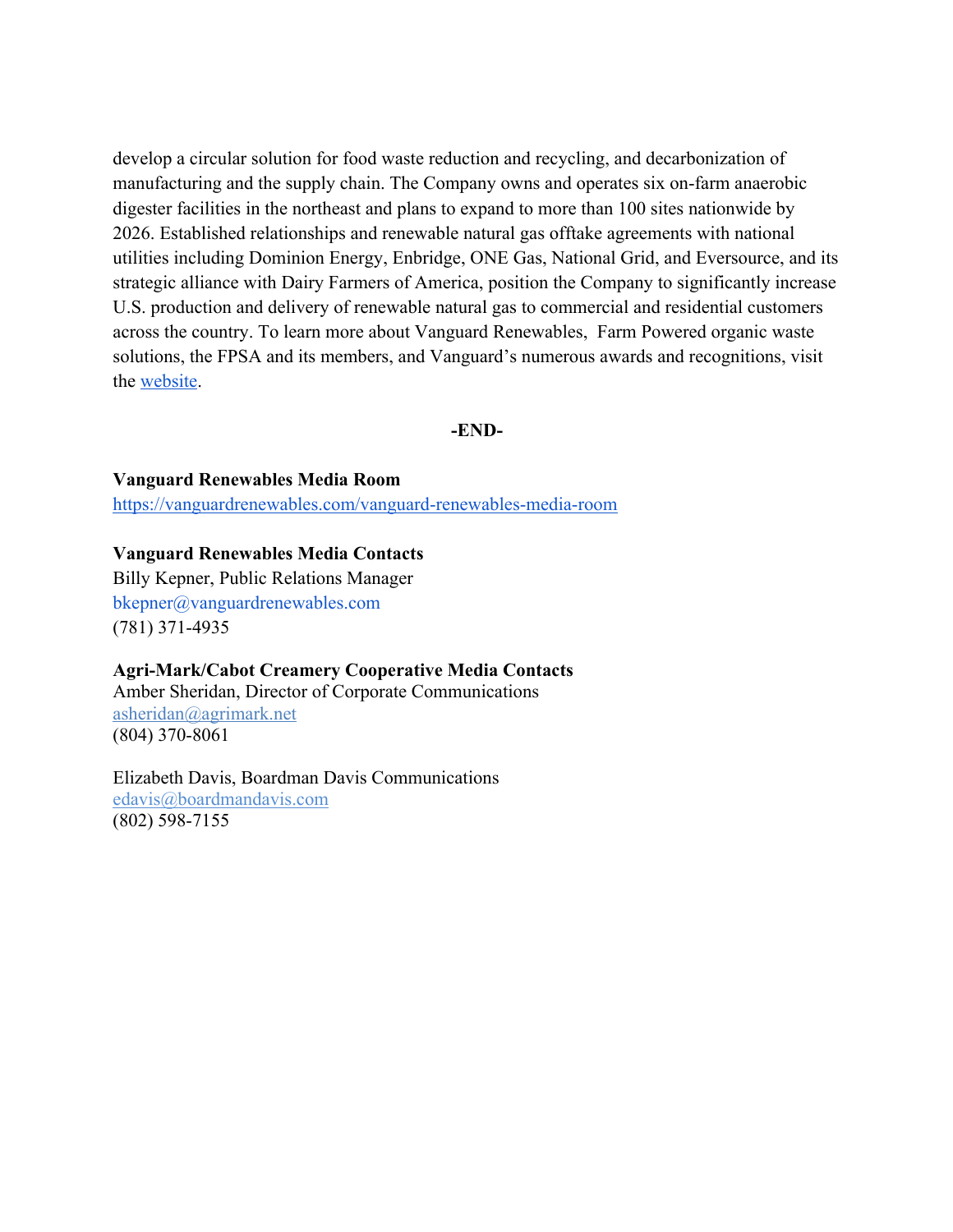develop a circular solution for food waste reduction and recycling, and decarbonization of manufacturing and the supply chain. The Company owns and operates six on-farm anaerobic digester facilities in the northeast and plans to expand to more than 100 sites nationwide by 2026. Established relationships and renewable natural gas offtake agreements with national utilities including Dominion Energy, Enbridge, ONE Gas, National Grid, and Eversource, and its strategic alliance with Dairy Farmers of America, position the Company to significantly increase U.S. production and delivery of renewable natural gas to commercial and residential customers across the country. To learn more about Vanguard Renewables, Farm Powered organic waste solutions, the FPSA and its members, and Vanguard's numerous awards and recognitions, visit the website.

**-END-**

**Vanguard Renewables Media Room**
https://vanguardrenewables.com/vanguard-renewables-media-room

**Vanguard Renewables Media Contacts**
Billy Kepner, Public Relations Manager
bkepner@vanguardrenewables.com
(781) 371-4935

**Agri-Mark/Cabot Creamery Cooperative Media Contacts**
Amber Sheridan, Director of Corporate Communications
asheridan@agrimark.net
(804) 370-8061

Elizabeth Davis, Boardman Davis Communications
edavis@boardmandavis.com
(802) 598-7155